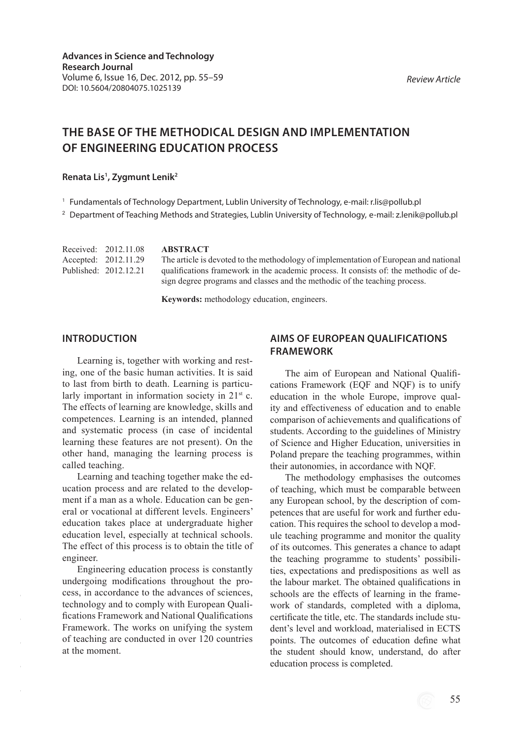**Advances in Science and Technology Research Journal**
Volume 6, Issue 16, Dec. 2012, pp. 55–59
DOI: 10.5604/20804075.1025139

*Review Article*

# THE BASE OF THE METHODICAL DESIGN AND IMPLEMENTATION OF ENGINEERING EDUCATION PROCESS

**Renata Lis[1], Zygmunt Lenik[2]**

[1] Fundamentals of Technology Department, Lublin University of Technology, e-mail: r.lis@pollub.pl

[2] Department of Teaching Methods and Strategies, Lublin University of Technology, e-mail: z.lenik@pollub.pl

Received: 2012.11.08
Accepted: 2012.11.29
Published: 2012.12.21

**ABSTRACT**

The article is devoted to the methodology of implementation of European and national qualifications framework in the academic process. It consists of: the methodic of design degree programs and classes and the methodic of the teaching process.

**Keywords:** methodology education, engineers.

## INTRODUCTION

Learning is, together with working and resting, one of the basic human activities. It is said to last from birth to death. Learning is particularly important in information society in 21st c. The effects of learning are knowledge, skills and competences. Learning is an intended, planned and systematic process (in case of incidental learning these features are not present). On the other hand, managing the learning process is called teaching.

Learning and teaching together make the education process and are related to the development if a man as a whole. Education can be general or vocational at different levels. Engineers' education takes place at undergraduate higher education level, especially at technical schools. The effect of this process is to obtain the title of engineer.

Engineering education process is constantly undergoing modifications throughout the process, in accordance to the advances of sciences, technology and to comply with European Qualifications Framework and National Qualifications Framework. The works on unifying the system of teaching are conducted in over 120 countries at the moment.

## AIMS OF EUROPEAN QUALIFICATIONS FRAMEWORK

The aim of European and National Qualifications Framework (EQF and NQF) is to unify education in the whole Europe, improve quality and effectiveness of education and to enable comparison of achievements and qualifications of students. According to the guidelines of Ministry of Science and Higher Education, universities in Poland prepare the teaching programmes, within their autonomies, in accordance with NQF.

The methodology emphasises the outcomes of teaching, which must be comparable between any European school, by the description of competences that are useful for work and further education. This requires the school to develop a module teaching programme and monitor the quality of its outcomes. This generates a chance to adapt the teaching programme to students' possibilities, expectations and predispositions as well as the labour market. The obtained qualifications in schools are the effects of learning in the framework of standards, completed with a diploma, certificate the title, etc. The standards include student's level and workload, materialised in ECTS points. The outcomes of education define what the student should know, understand, do after education process is completed.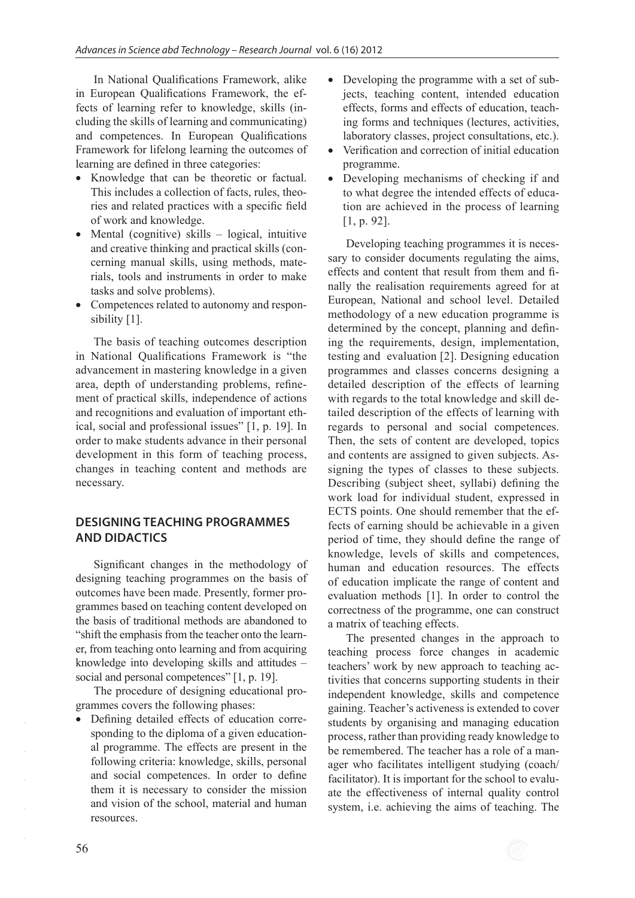In National Qualifications Framework, alike in European Qualifications Framework, the effects of learning refer to knowledge, skills (including the skills of learning and communicating) and competences. In European Qualifications Framework for lifelong learning the outcomes of learning are defined in three categories:

- Knowledge that can be theoretic or factual. This includes a collection of facts, rules, theories and related practices with a specific field of work and knowledge.
- Mental (cognitive) skills – logical, intuitive and creative thinking and practical skills (concerning manual skills, using methods, materials, tools and instruments in order to make tasks and solve problems).
- Competences related to autonomy and responsibility [1].

The basis of teaching outcomes description in National Qualifications Framework is "the advancement in mastering knowledge in a given area, depth of understanding problems, refinement of practical skills, independence of actions and recognitions and evaluation of important ethical, social and professional issues" [1, p. 19]. In order to make students advance in their personal development in this form of teaching process, changes in teaching content and methods are necessary.

## DESIGNING TEACHING PROGRAMMES AND DIDACTICS

Significant changes in the methodology of designing teaching programmes on the basis of outcomes have been made. Presently, former programmes based on teaching content developed on the basis of traditional methods are abandoned to "shift the emphasis from the teacher onto the learner, from teaching onto learning and from acquiring knowledge into developing skills and attitudes – social and personal competences" [1, p. 19].

The procedure of designing educational programmes covers the following phases:

- Defining detailed effects of education corresponding to the diploma of a given educational programme. The effects are present in the following criteria: knowledge, skills, personal and social competences. In order to define them it is necessary to consider the mission and vision of the school, material and human resources.
- Developing the programme with a set of subjects, teaching content, intended education effects, forms and effects of education, teaching forms and techniques (lectures, activities, laboratory classes, project consultations, etc.).
- Verification and correction of initial education programme.
- Developing mechanisms of checking if and to what degree the intended effects of education are achieved in the process of learning [1, p. 92].

Developing teaching programmes it is necessary to consider documents regulating the aims, effects and content that result from them and finally the realisation requirements agreed for at European, National and school level. Detailed methodology of a new education programme is determined by the concept, planning and defining the requirements, design, implementation, testing and evaluation [2]. Designing education programmes and classes concerns designing a detailed description of the effects of learning with regards to the total knowledge and skill detailed description of the effects of learning with regards to personal and social competences. Then, the sets of content are developed, topics and contents are assigned to given subjects. Assigning the types of classes to these subjects. Describing (subject sheet, syllabi) defining the work load for individual student, expressed in ECTS points. One should remember that the effects of earning should be achievable in a given period of time, they should define the range of knowledge, levels of skills and competences, human and education resources. The effects of education implicate the range of content and evaluation methods [1]. In order to control the correctness of the programme, one can construct a matrix of teaching effects.

The presented changes in the approach to teaching process force changes in academic teachers' work by new approach to teaching activities that concerns supporting students in their independent knowledge, skills and competence gaining. Teacher's activeness is extended to cover students by organising and managing education process, rather than providing ready knowledge to be remembered. The teacher has a role of a manager who facilitates intelligent studying (coach/facilitator). It is important for the school to evaluate the effectiveness of internal quality control system, i.e. achieving the aims of teaching. The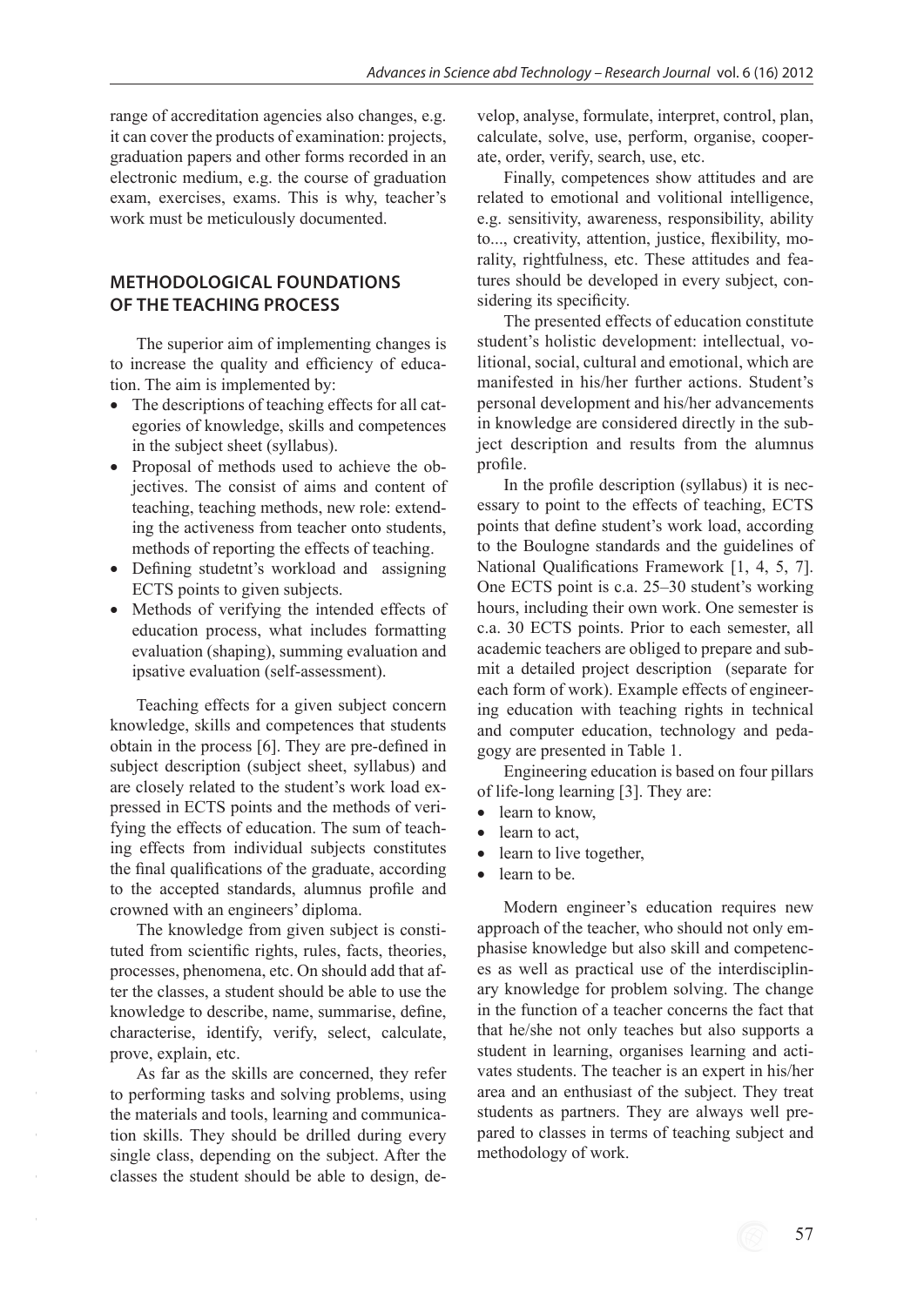range of accreditation agencies also changes, e.g. it can cover the products of examination: projects, graduation papers and other forms recorded in an electronic medium, e.g. the course of graduation exam, exercises, exams. This is why, teacher's work must be meticulously documented.

## METHODOLOGICAL FOUNDATIONS OF THE TEACHING PROCESS

The superior aim of implementing changes is to increase the quality and efficiency of education. The aim is implemented by:

- The descriptions of teaching effects for all categories of knowledge, skills and competences in the subject sheet (syllabus).
- Proposal of methods used to achieve the objectives. The consist of aims and content of teaching, teaching methods, new role: extending the activeness from teacher onto students, methods of reporting the effects of teaching.
- Defining studetnt's workload and assigning ECTS points to given subjects.
- Methods of verifying the intended effects of education process, what includes formatting evaluation (shaping), summing evaluation and ipsative evaluation (self-assessment).

Teaching effects for a given subject concern knowledge, skills and competences that students obtain in the process [6]. They are pre-defined in subject description (subject sheet, syllabus) and are closely related to the student's work load expressed in ECTS points and the methods of verifying the effects of education. The sum of teaching effects from individual subjects constitutes the final qualifications of the graduate, according to the accepted standards, alumnus profile and crowned with an engineers' diploma.

The knowledge from given subject is constituted from scientific rights, rules, facts, theories, processes, phenomena, etc. On should add that after the classes, a student should be able to use the knowledge to describe, name, summarise, define, characterise, identify, verify, select, calculate, prove, explain, etc.

As far as the skills are concerned, they refer to performing tasks and solving problems, using the materials and tools, learning and communication skills. They should be drilled during every single class, depending on the subject. After the classes the student should be able to design, develop, analyse, formulate, interpret, control, plan, calculate, solve, use, perform, organise, cooperate, order, verify, search, use, etc.

Finally, competences show attitudes and are related to emotional and volitional intelligence, e.g. sensitivity, awareness, responsibility, ability to..., creativity, attention, justice, flexibility, morality, rightfulness, etc. These attitudes and features should be developed in every subject, considering its specificity.

The presented effects of education constitute student's holistic development: intellectual, volitional, social, cultural and emotional, which are manifested in his/her further actions. Student's personal development and his/her advancements in knowledge are considered directly in the subject description and results from the alumnus profile.

In the profile description (syllabus) it is necessary to point to the effects of teaching, ECTS points that define student's work load, according to the Boulogne standards and the guidelines of National Qualifications Framework [1, 4, 5, 7]. One ECTS point is c.a. 25–30 student's working hours, including their own work. One semester is c.a. 30 ECTS points. Prior to each semester, all academic teachers are obliged to prepare and submit a detailed project description (separate for each form of work). Example effects of engineering education with teaching rights in technical and computer education, technology and pedagogy are presented in Table 1.

Engineering education is based on four pillars of life-long learning [3]. They are:

- learn to know,
- learn to act,
- learn to live together,
- learn to be.

Modern engineer's education requires new approach of the teacher, who should not only emphasise knowledge but also skill and competences as well as practical use of the interdisciplinary knowledge for problem solving. The change in the function of a teacher concerns the fact that that he/she not only teaches but also supports a student in learning, organises learning and activates students. The teacher is an expert in his/her area and an enthusiast of the subject. They treat students as partners. They are always well prepared to classes in terms of teaching subject and methodology of work.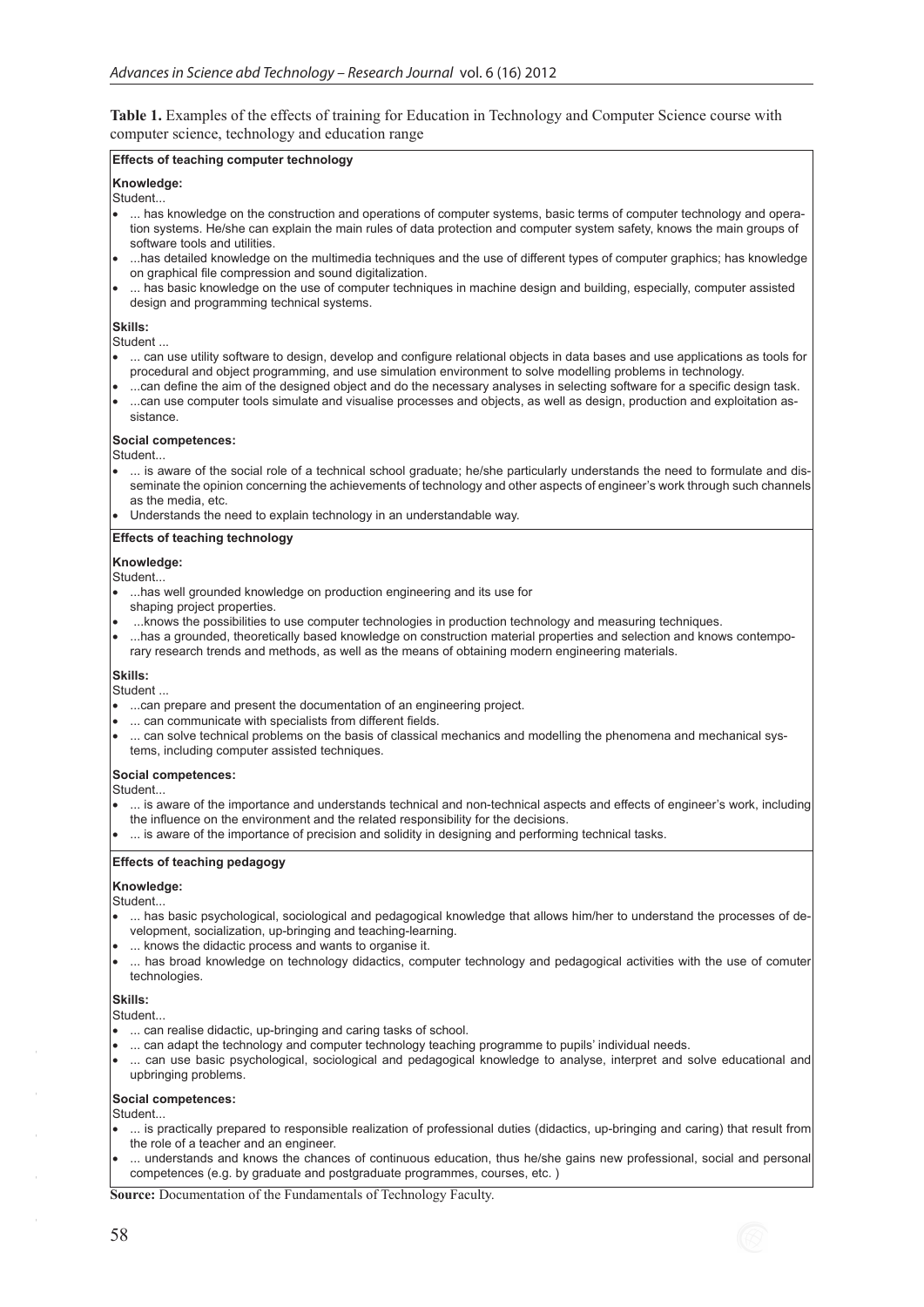**Table 1.** Examples of the effects of training for Education in Technology and Computer Science course with computer science, technology and education range

**Effects of teaching computer technology**

**Knowledge:**

Student...

- ... has knowledge on the construction and operations of computer systems, basic terms of computer technology and operation systems. He/she can explain the main rules of data protection and computer system safety, knows the main groups of software tools and utilities.
- ...has detailed knowledge on the multimedia techniques and the use of different types of computer graphics; has knowledge on graphical file compression and sound digitalization.
- ... has basic knowledge on the use of computer techniques in machine design and building, especially, computer assisted design and programming technical systems.

**Skills:**

Student ...

- ... can use utility software to design, develop and configure relational objects in data bases and use applications as tools for procedural and object programming, and use simulation environment to solve modelling problems in technology.
- ...can define the aim of the designed object and do the necessary analyses in selecting software for a specific design task.
- ...can use computer tools simulate and visualise processes and objects, as well as design, production and exploitation assistance.

**Social competences:**

Student...

- ... is aware of the social role of a technical school graduate; he/she particularly understands the need to formulate and disseminate the opinion concerning the achievements of technology and other aspects of engineer's work through such channels as the media, etc.
- Understands the need to explain technology in an understandable way.

**Effects of teaching technology**

**Knowledge:**

Student...

- ...has well grounded knowledge on production engineering and its use for shaping project properties.
- ...knows the possibilities to use computer technologies in production technology and measuring techniques.
- ...has a grounded, theoretically based knowledge on construction material properties and selection and knows contemporary research trends and methods, as well as the means of obtaining modern engineering materials.

**Skills:**

Student ...

- ...can prepare and present the documentation of an engineering project.
- ... can communicate with specialists from different fields.
- ... can solve technical problems on the basis of classical mechanics and modelling the phenomena and mechanical systems, including computer assisted techniques.

**Social competences:**

Student...

- ... is aware of the importance and understands technical and non-technical aspects and effects of engineer's work, including the influence on the environment and the related responsibility for the decisions.
- ... is aware of the importance of precision and solidity in designing and performing technical tasks.

**Effects of teaching pedagogy**

**Knowledge:**

Student...

- ... has basic psychological, sociological and pedagogical knowledge that allows him/her to understand the processes of development, socialization, up-bringing and teaching-learning.
- ... knows the didactic process and wants to organise it.
- ... has broad knowledge on technology didactics, computer technology and pedagogical activities with the use of comuter technologies.

**Skills:**

Student...

- ... can realise didactic, up-bringing and caring tasks of school.
- ... can adapt the technology and computer technology teaching programme to pupils' individual needs.
- ... can use basic psychological, sociological and pedagogical knowledge to analyse, interpret and solve educational and upbringing problems.

**Social competences:**

Student...

- ... is practically prepared to responsible realization of professional duties (didactics, up-bringing and caring) that result from the role of a teacher and an engineer.
- ... understands and knows the chances of continuous education, thus he/she gains new professional, social and personal competences (e.g. by graduate and postgraduate programmes, courses, etc. )

**Source:** Documentation of the Fundamentals of Technology Faculty.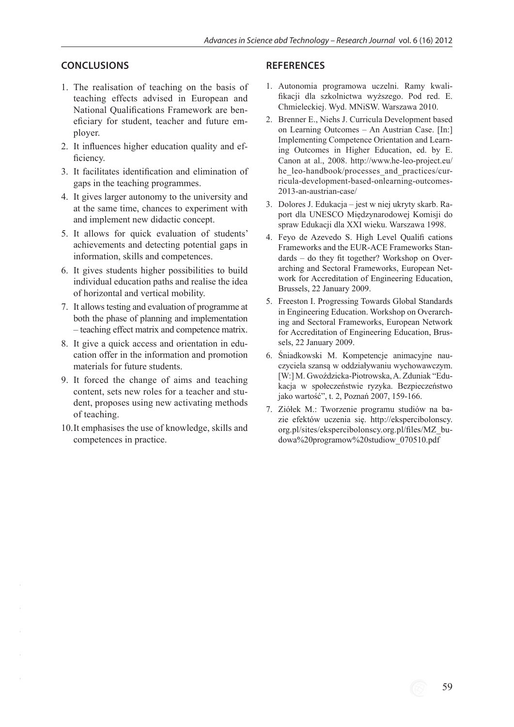## CONCLUSIONS

1. The realisation of teaching on the basis of teaching effects advised in European and National Qualifications Framework are beneficiary for student, teacher and future employer.
2. It influences higher education quality and efficiency.
3. It facilitates identification and elimination of gaps in the teaching programmes.
4. It gives larger autonomy to the university and at the same time, chances to experiment with and implement new didactic concept.
5. It allows for quick evaluation of students' achievements and detecting potential gaps in information, skills and competences.
6. It gives students higher possibilities to build individual education paths and realise the idea of horizontal and vertical mobility.
7. It allows testing and evaluation of programme at both the phase of planning and implementation – teaching effect matrix and competence matrix.
8. It give a quick access and orientation in education offer in the information and promotion materials for future students.
9. It forced the change of aims and teaching content, sets new roles for a teacher and student, proposes using new activating methods of teaching.
10. It emphasises the use of knowledge, skills and competences in practice.

## REFERENCES

1. Autonomia programowa uczelni. Ramy kwalifikacji dla szkolnictwa wyższego. Pod red. E. Chmieleckiej. Wyd. MNiSW. Warszawa 2010.
2. Brenner E., Niehs J. Curricula Development based on Learning Outcomes – An Austrian Case. [In:] Implementing Competence Orientation and Learning Outcomes in Higher Education, ed. by E. Canon at al., 2008. http://www.he-leo-project.eu/he_leo-handbook/processes_and_practices/curricula-development-based-onlearning-outcomes-2013-an-austrian-case/
3. Dolores J. Edukacja – jest w niej ukryty skarb. Raport dla UNESCO Międzynarodowej Komisji do spraw Edukacji dla XXI wieku. Warszawa 1998.
4. Feyo de Azevedo S. High Level Qualifi cations Frameworks and the EUR-ACE Frameworks Standards – do they fit together? Workshop on Overarching and Sectoral Frameworks, European Network for Accreditation of Engineering Education, Brussels, 22 January 2009.
5. Freeston I. Progressing Towards Global Standards in Engineering Education. Workshop on Overarching and Sectoral Frameworks, European Network for Accreditation of Engineering Education, Brussels, 22 January 2009.
6. Śniadkowski M. Kompetencje animacyjne nauczyciela szansą w oddziaływaniu wychowawczym. [W:] M. Gwoździcka-Piotrowska, A. Zduniak "Edukacja w społeczeństwie ryzyka. Bezpieczeństwo jako wartość", t. 2, Poznań 2007, 159-166.
7. Ziółek M.: Tworzenie programu studiów na bazie efektów uczenia się. http://ekspercibolonscy.org.pl/sites/ekspercibolonscy.org.pl/files/MZ_budowa%20programow%20studiow_070510.pdf